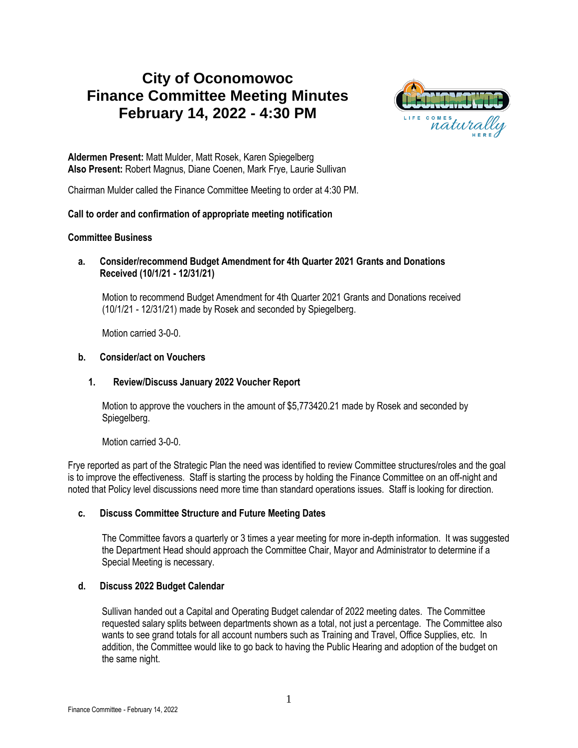# City of Oconomowoc
# Finance Committee Meeting Minutes
# February 14, 2022 - 4:30 PM

**Aldermen Present:** Matt Mulder, Matt Rosek, Karen Spiegelberg
**Also Present:** Robert Magnus, Diane Coenen, Mark Frye, Laurie Sullivan

Chairman Mulder called the Finance Committee Meeting to order at 4:30 PM.

**Call to order and confirmation of appropriate meeting notification**

**Committee Business**

**a. Consider/recommend Budget Amendment for 4th Quarter 2021 Grants and Donations Received (10/1/21 - 12/31/21)**

Motion to recommend Budget Amendment for 4th Quarter 2021 Grants and Donations received (10/1/21 - 12/31/21) made by Rosek and seconded by Spiegelberg.

Motion carried 3-0-0.

**b. Consider/act on Vouchers**

**1. Review/Discuss January 2022 Voucher Report**

Motion to approve the vouchers in the amount of $5,773420.21 made by Rosek and seconded by Spiegelberg.

Motion carried 3-0-0.

Frye reported as part of the Strategic Plan the need was identified to review Committee structures/roles and the goal is to improve the effectiveness. Staff is starting the process by holding the Finance Committee on an off-night and noted that Policy level discussions need more time than standard operations issues. Staff is looking for direction.

**c. Discuss Committee Structure and Future Meeting Dates**

The Committee favors a quarterly or 3 times a year meeting for more in-depth information. It was suggested the Department Head should approach the Committee Chair, Mayor and Administrator to determine if a Special Meeting is necessary.

**d. Discuss 2022 Budget Calendar**

Sullivan handed out a Capital and Operating Budget calendar of 2022 meeting dates. The Committee requested salary splits between departments shown as a total, not just a percentage. The Committee also wants to see grand totals for all account numbers such as Training and Travel, Office Supplies, etc. In addition, the Committee would like to go back to having the Public Hearing and adoption of the budget on the same night.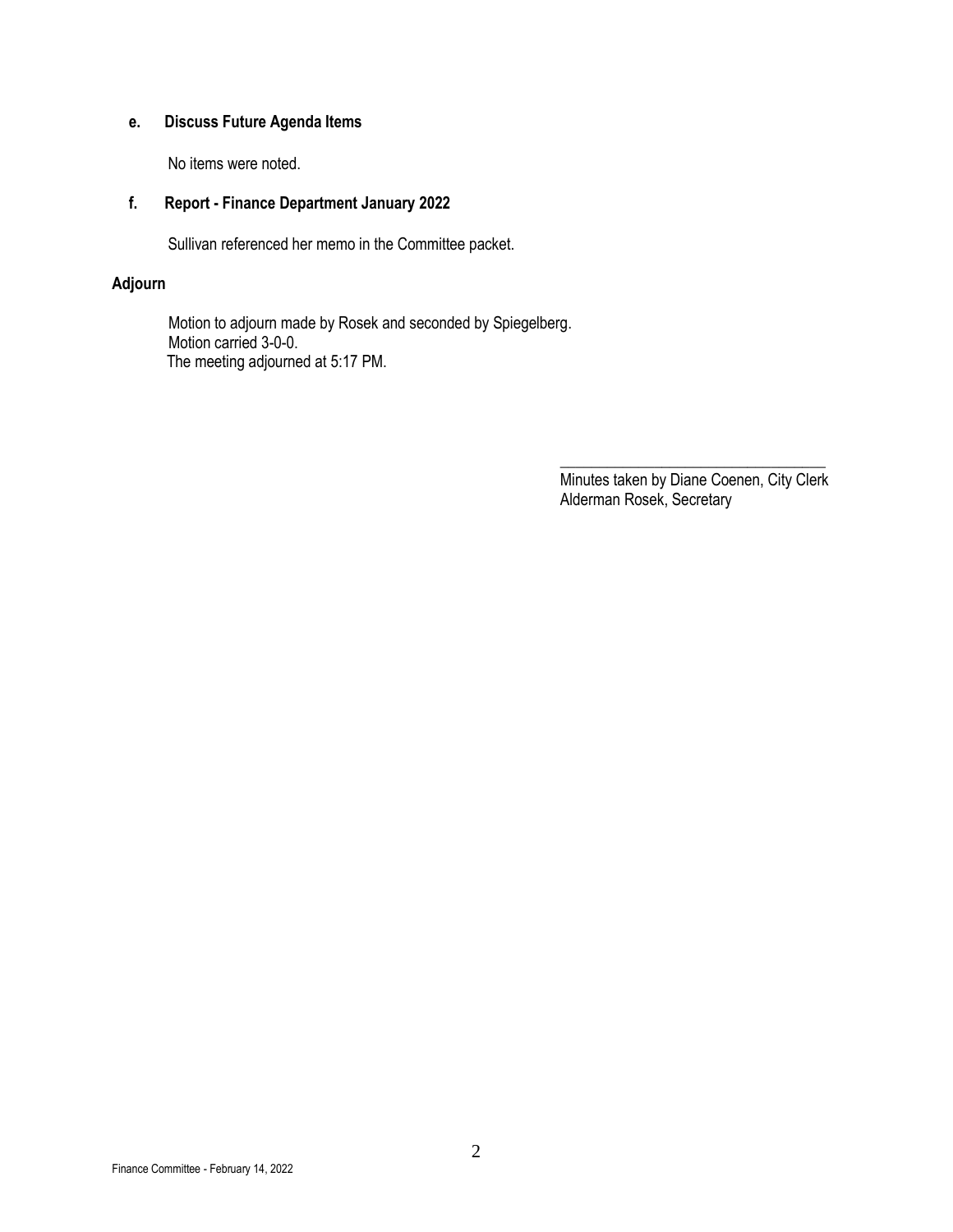**e. Discuss Future Agenda Items**

No items were noted.

**f. Report - Finance Department January 2022**

Sullivan referenced her memo in the Committee packet.

**Adjourn**

Motion to adjourn made by Rosek and seconded by Spiegelberg.
Motion carried 3-0-0.
The meeting adjourned at 5:17 PM.

\_\_\_\_\_\_\_\_\_\_\_\_\_\_\_\_\_\_\_\_\_\_\_\_\_\_\_\_\_\_\_\_\_\_\_
Minutes taken by Diane Coenen, City Clerk
Alderman Rosek, Secretary